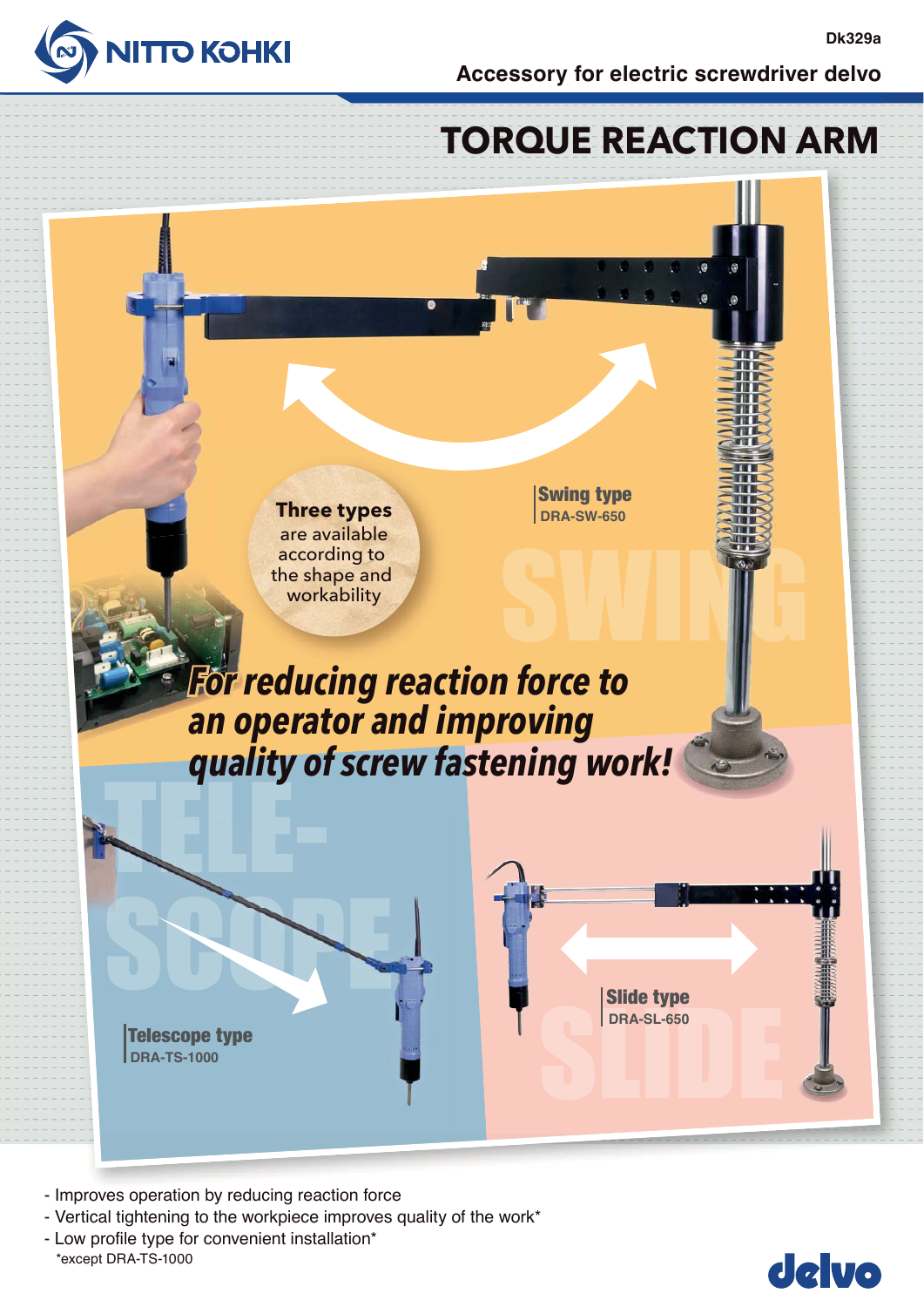NITTO KOHKI

Dk329a

Accessory for electric screwdriver delvo

# TORQUE REACTION ARM

**Three types** are available according to the shape and workability

**Swing type**
DRA-SW-650

***For reducing reaction force to an operator and improving quality of screw fastening work!***

**Telescope type**
DRA-TS-1000

**Slide type**
DRA-SL-650

- Improves operation by reducing reaction force
- Vertical tightening to the workpiece improves quality of the work*
- Low profile type for convenient installation*

*except DRA-TS-1000

delvo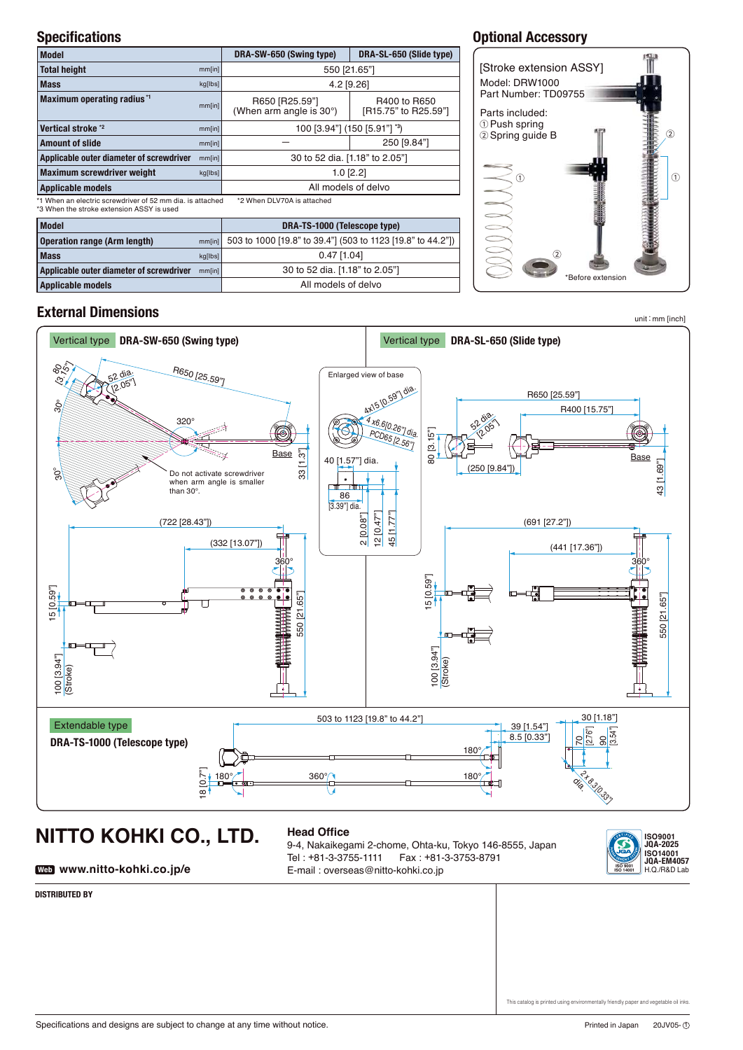## Specifications

| Model | | DRA-SW-650 (Swing type) | DRA-SL-650 (Slide type) |
|---|---|---|---|
| Total height | mm[in] | 550 [21.65"] | |
| Mass | kg[lbs] | 4.2 [9.26] | |
| Maximum operating radius [*1] | mm[in] | R650 [R25.59"] (When arm angle is 30°) | R400 to R650 [R15.75" to R25.59"] |
| Vertical stroke [*2] | mm[in] | 100 [3.94"] (150 [5.91"] [*3]) | |
| Amount of slide | mm[in] | — | 250 [9.84"] |
| Applicable outer diameter of screwdriver | mm[in] | 30 to 52 dia. [1.18" to 2.05"] | |
| Maximum screwdriver weight | kg[lbs] | 1.0 [2.2] | |
| Applicable models | | All models of delvo | |

*1 When an electric screwdriver of 52 mm dia. is attached
*2 When DLV70A is attached
*3 When the stroke extension ASSY is used

| Model | | DRA-TS-1000 (Telescope type) |
|---|---|---|
| Operation range (Arm length) | mm[in] | 503 to 1000 [19.8" to 39.4"] (503 to 1123 [19.8" to 44.2"]) |
| Mass | kg[lbs] | 0.47 [1.04] |
| Applicable outer diameter of screwdriver | mm[in] | 30 to 52 dia. [1.18" to 2.05"] |
| Applicable models | | All models of delvo |

## Optional Accessory

[Stroke extension ASSY]
Model: DRW1000
Part Number: TD09755

Parts included:
① Push spring
② Spring guide B

*Before extension

## External Dimensions

unit : mm [inch]

**Vertical type DRA-SW-650 (Swing type)**

80 [3.15"]
52 dia. [2.05"]
R650 [25.59"]
30°
320°
30°
Base
33 [1.3"]
Do not activate screwdriver when arm angle is smaller than 30°.
(722 [28.43"])
(332 [13.07"])
360°
15 [0.59"]
550 [21.65"]
100 [3.94"] (Stroke)

Enlarged view of base
4x15 [0.59"] dia.
4 x6.6[0.26"] dia.
PCD65 [2.56"]
40 [1.57"] dia.
86 [3.39"] dia.
2 [0.08"]
12 [0.47"]
45 [1.77"]

**Vertical type DRA-SL-650 (Slide type)**

R650 [25.59"]
R400 [15.75"]
80 [3.15"]
52 dia. [2.05"]
(250 [9.84"])
Base
43 [1.69"]
(691 [27.2"])
(441 [17.36"])
360°
15 [0.59"]
550 [21.65"]
100 [3.94"] (Stroke)

**Extendable type DRA-TS-1000 (Telescope type)**

503 to 1123 [19.8" to 44.2"]
39 [1.54"]
8.5 [0.33"]
30 [1.18"]
70 [2.76"]
90 [3.54"]
180°
18 [0.7"]
180°
360°
180°
2 x 8.3 [0.33"] dia.

# NITTO KOHKI CO., LTD.

Web www.nitto-kohki.co.jp/e

**Head Office**
9-4, Nakaikegami 2-chome, Ohta-ku, Tokyo 146-8555, Japan
Tel : +81-3-3755-1111 Fax : +81-3-3753-8791
E-mail : overseas@nitto-kohki.co.jp

ISO9001 JQA-2025
ISO14001 JQA-EM4057
H.Q./R&D Lab

DISTRIBUTED BY

This catalog is printed using environmentally friendly paper and vegetable oil inks.

Specifications and designs are subject to change at any time without notice.

Printed in Japan 20JV05-①